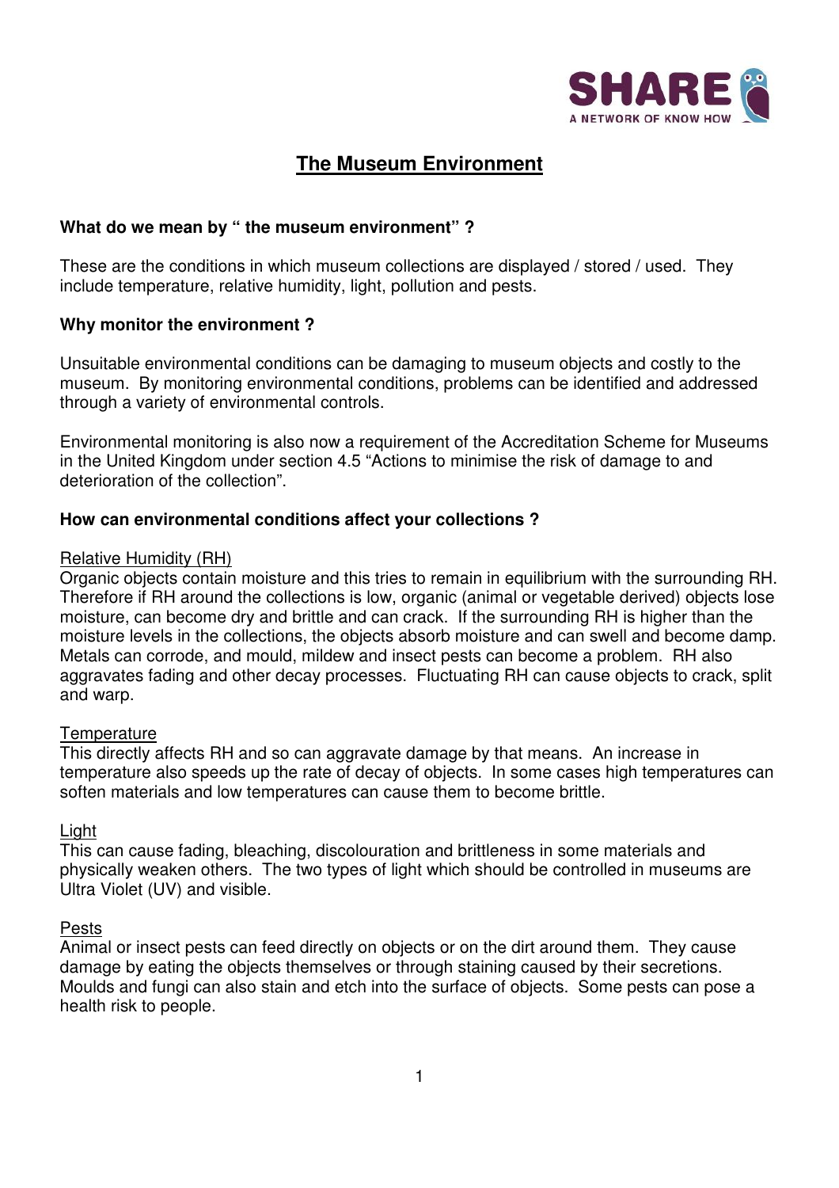# The Museum Environment

**What do we mean by " the museum environment" ?**

These are the conditions in which museum collections are displayed / stored / used. They include temperature, relative humidity, light, pollution and pests.

**Why monitor the environment ?**

Unsuitable environmental conditions can be damaging to museum objects and costly to the museum. By monitoring environmental conditions, problems can be identified and addressed through a variety of environmental controls.

Environmental monitoring is also now a requirement of the Accreditation Scheme for Museums in the United Kingdom under section 4.5 "Actions to minimise the risk of damage to and deterioration of the collection".

**How can environmental conditions affect your collections ?**

<u>Relative Humidity (RH)</u>
Organic objects contain moisture and this tries to remain in equilibrium with the surrounding RH. Therefore if RH around the collections is low, organic (animal or vegetable derived) objects lose moisture, can become dry and brittle and can crack. If the surrounding RH is higher than the moisture levels in the collections, the objects absorb moisture and can swell and become damp. Metals can corrode, and mould, mildew and insect pests can become a problem. RH also aggravates fading and other decay processes. Fluctuating RH can cause objects to crack, split and warp.

<u>Temperature</u>
This directly affects RH and so can aggravate damage by that means. An increase in temperature also speeds up the rate of decay of objects. In some cases high temperatures can soften materials and low temperatures can cause them to become brittle.

<u>Light</u>
This can cause fading, bleaching, discolouration and brittleness in some materials and physically weaken others. The two types of light which should be controlled in museums are Ultra Violet (UV) and visible.

<u>Pests</u>
Animal or insect pests can feed directly on objects or on the dirt around them. They cause damage by eating the objects themselves or through staining caused by their secretions. Moulds and fungi can also stain and etch into the surface of objects. Some pests can pose a health risk to people.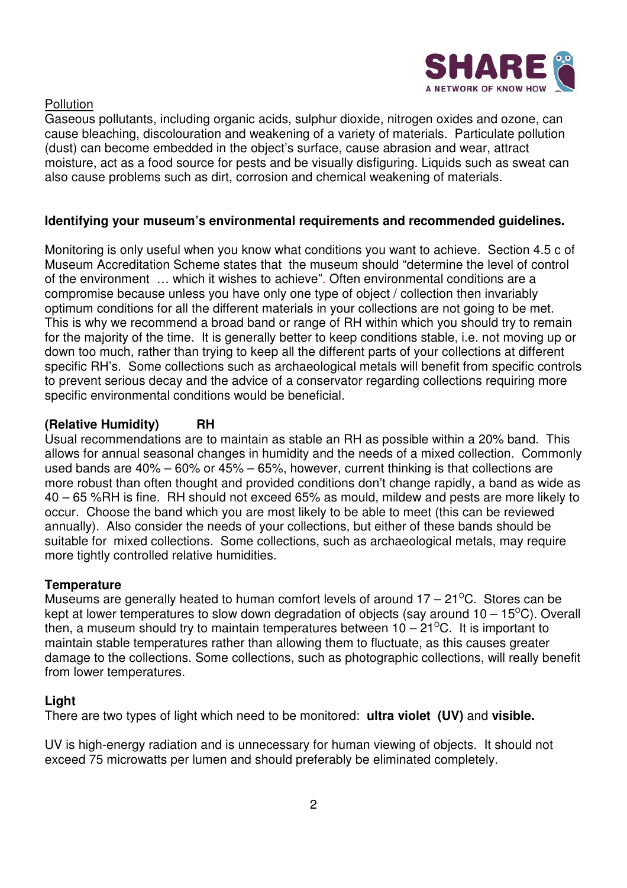Pollution

Gaseous pollutants, including organic acids, sulphur dioxide, nitrogen oxides and ozone, can cause bleaching, discolouration and weakening of a variety of materials. Particulate pollution (dust) can become embedded in the object's surface, cause abrasion and wear, attract moisture, act as a food source for pests and be visually disfiguring. Liquids such as sweat can also cause problems such as dirt, corrosion and chemical weakening of materials.

## Identifying your museum's environmental requirements and recommended guidelines.

Monitoring is only useful when you know what conditions you want to achieve. Section 4.5 c of Museum Accreditation Scheme states that the museum should "determine the level of control of the environment … which it wishes to achieve". Often environmental conditions are a compromise because unless you have only one type of object / collection then invariably optimum conditions for all the different materials in your collections are not going to be met. This is why we recommend a broad band or range of RH within which you should try to remain for the majority of the time. It is generally better to keep conditions stable, i.e. not moving up or down too much, rather than trying to keep all the different parts of your collections at different specific RH's. Some collections such as archaeological metals will benefit from specific controls to prevent serious decay and the advice of a conservator regarding collections requiring more specific environmental conditions would be beneficial.

### (Relative Humidity) RH

Usual recommendations are to maintain as stable an RH as possible within a 20% band. This allows for annual seasonal changes in humidity and the needs of a mixed collection. Commonly used bands are 40% – 60% or 45% – 65%, however, current thinking is that collections are more robust than often thought and provided conditions don't change rapidly, a band as wide as 40 – 65 %RH is fine. RH should not exceed 65% as mould, mildew and pests are more likely to occur. Choose the band which you are most likely to be able to meet (this can be reviewed annually). Also consider the needs of your collections, but either of these bands should be suitable for mixed collections. Some collections, such as archaeological metals, may require more tightly controlled relative humidities.

### Temperature

Museums are generally heated to human comfort levels of around 17 – 21°C. Stores can be kept at lower temperatures to slow down degradation of objects (say around 10 – 15°C). Overall then, a museum should try to maintain temperatures between 10 – 21°C. It is important to maintain stable temperatures rather than allowing them to fluctuate, as this causes greater damage to the collections. Some collections, such as photographic collections, will really benefit from lower temperatures.

### Light

There are two types of light which need to be monitored: **ultra violet (UV)** and **visible.**

UV is high-energy radiation and is unnecessary for human viewing of objects. It should not exceed 75 microwatts per lumen and should preferably be eliminated completely.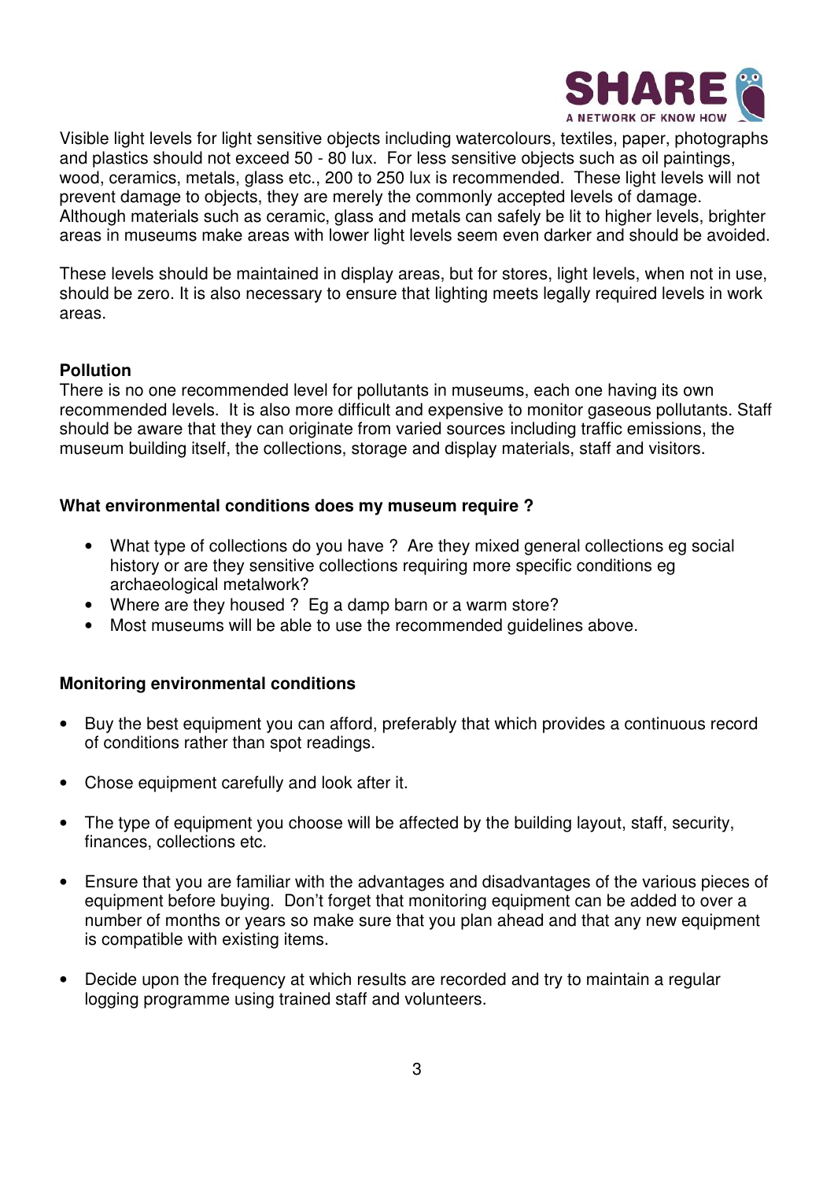Visible light levels for light sensitive objects including watercolours, textiles, paper, photographs and plastics should not exceed 50 - 80 lux. For less sensitive objects such as oil paintings, wood, ceramics, metals, glass etc., 200 to 250 lux is recommended. These light levels will not prevent damage to objects, they are merely the commonly accepted levels of damage. Although materials such as ceramic, glass and metals can safely be lit to higher levels, brighter areas in museums make areas with lower light levels seem even darker and should be avoided.

These levels should be maintained in display areas, but for stores, light levels, when not in use, should be zero. It is also necessary to ensure that lighting meets legally required levels in work areas.

**Pollution**

There is no one recommended level for pollutants in museums, each one having its own recommended levels. It is also more difficult and expensive to monitor gaseous pollutants. Staff should be aware that they can originate from varied sources including traffic emissions, the museum building itself, the collections, storage and display materials, staff and visitors.

**What environmental conditions does my museum require ?**

- What type of collections do you have ? Are they mixed general collections eg social history or are they sensitive collections requiring more specific conditions eg archaeological metalwork?
- Where are they housed ? Eg a damp barn or a warm store?
- Most museums will be able to use the recommended guidelines above.

**Monitoring environmental conditions**

- Buy the best equipment you can afford, preferably that which provides a continuous record of conditions rather than spot readings.
- Chose equipment carefully and look after it.
- The type of equipment you choose will be affected by the building layout, staff, security, finances, collections etc.
- Ensure that you are familiar with the advantages and disadvantages of the various pieces of equipment before buying. Don't forget that monitoring equipment can be added to over a number of months or years so make sure that you plan ahead and that any new equipment is compatible with existing items.
- Decide upon the frequency at which results are recorded and try to maintain a regular logging programme using trained staff and volunteers.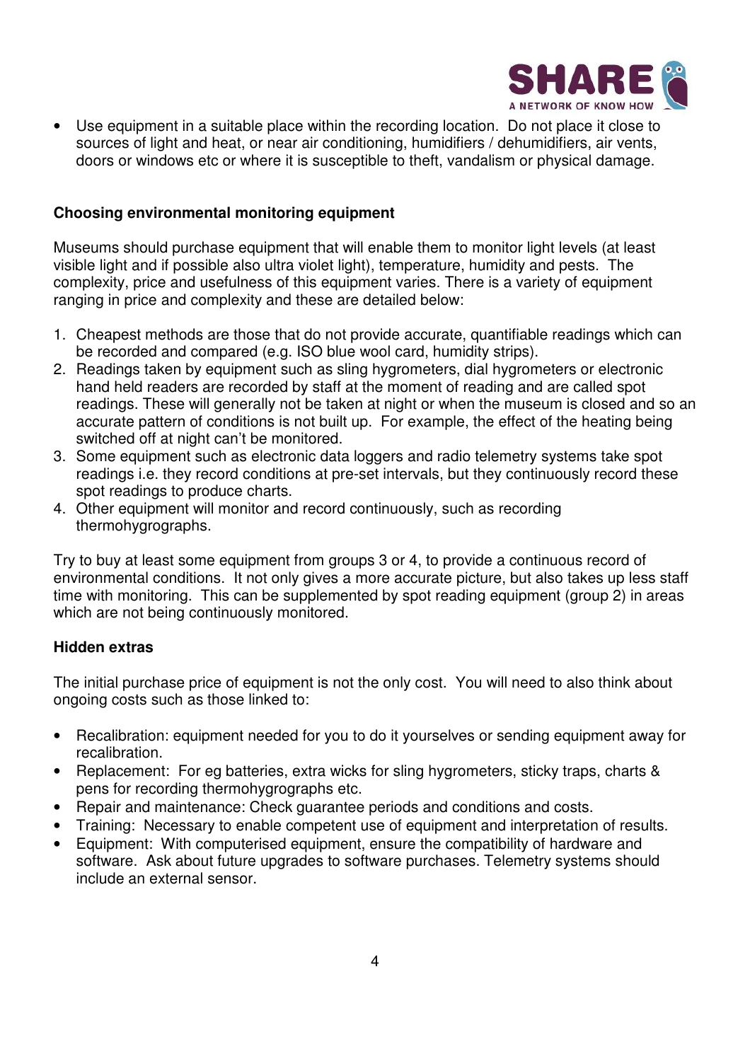- Use equipment in a suitable place within the recording location. Do not place it close to sources of light and heat, or near air conditioning, humidifiers / dehumidifiers, air vents, doors or windows etc or where it is susceptible to theft, vandalism or physical damage.

**Choosing environmental monitoring equipment**

Museums should purchase equipment that will enable them to monitor light levels (at least visible light and if possible also ultra violet light), temperature, humidity and pests. The complexity, price and usefulness of this equipment varies. There is a variety of equipment ranging in price and complexity and these are detailed below:

1. Cheapest methods are those that do not provide accurate, quantifiable readings which can be recorded and compared (e.g. ISO blue wool card, humidity strips).
2. Readings taken by equipment such as sling hygrometers, dial hygrometers or electronic hand held readers are recorded by staff at the moment of reading and are called spot readings. These will generally not be taken at night or when the museum is closed and so an accurate pattern of conditions is not built up. For example, the effect of the heating being switched off at night can't be monitored.
3. Some equipment such as electronic data loggers and radio telemetry systems take spot readings i.e. they record conditions at pre-set intervals, but they continuously record these spot readings to produce charts.
4. Other equipment will monitor and record continuously, such as recording thermohygrographs.

Try to buy at least some equipment from groups 3 or 4, to provide a continuous record of environmental conditions. It not only gives a more accurate picture, but also takes up less staff time with monitoring. This can be supplemented by spot reading equipment (group 2) in areas which are not being continuously monitored.

**Hidden extras**

The initial purchase price of equipment is not the only cost. You will need to also think about ongoing costs such as those linked to:

- Recalibration: equipment needed for you to do it yourselves or sending equipment away for recalibration.
- Replacement: For eg batteries, extra wicks for sling hygrometers, sticky traps, charts & pens for recording thermohygrographs etc.
- Repair and maintenance: Check guarantee periods and conditions and costs.
- Training: Necessary to enable competent use of equipment and interpretation of results.
- Equipment: With computerised equipment, ensure the compatibility of hardware and software. Ask about future upgrades to software purchases. Telemetry systems should include an external sensor.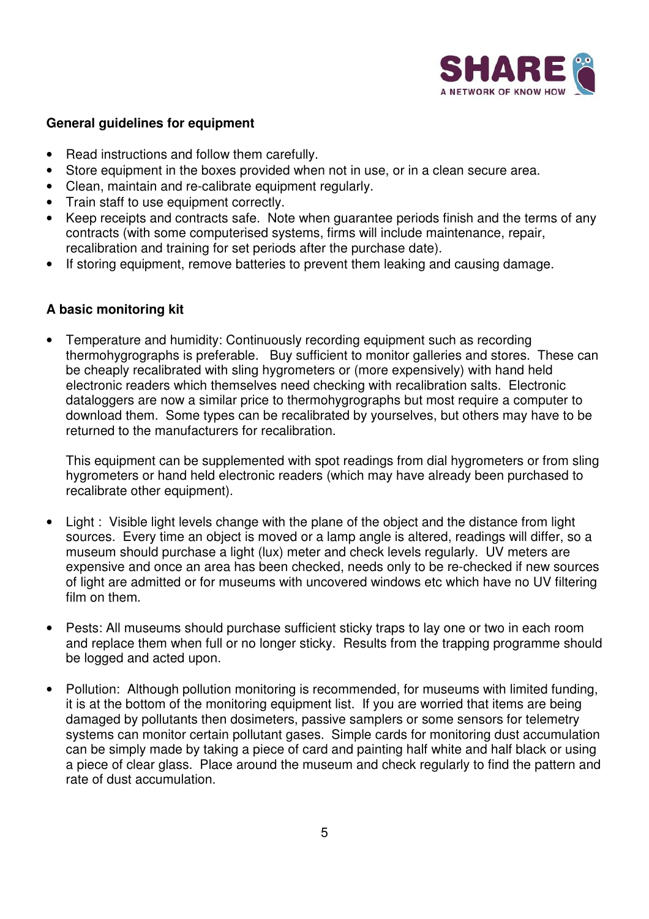**General guidelines for equipment**

- Read instructions and follow them carefully.
- Store equipment in the boxes provided when not in use, or in a clean secure area.
- Clean, maintain and re-calibrate equipment regularly.
- Train staff to use equipment correctly.
- Keep receipts and contracts safe. Note when guarantee periods finish and the terms of any contracts (with some computerised systems, firms will include maintenance, repair, recalibration and training for set periods after the purchase date).
- If storing equipment, remove batteries to prevent them leaking and causing damage.

**A basic monitoring kit**

- Temperature and humidity: Continuously recording equipment such as recording thermohygrographs is preferable. Buy sufficient to monitor galleries and stores. These can be cheaply recalibrated with sling hygrometers or (more expensively) with hand held electronic readers which themselves need checking with recalibration salts. Electronic dataloggers are now a similar price to thermohygrographs but most require a computer to download them. Some types can be recalibrated by yourselves, but others may have to be returned to the manufacturers for recalibration.

  This equipment can be supplemented with spot readings from dial hygrometers or from sling hygrometers or hand held electronic readers (which may have already been purchased to recalibrate other equipment).

- Light : Visible light levels change with the plane of the object and the distance from light sources. Every time an object is moved or a lamp angle is altered, readings will differ, so a museum should purchase a light (lux) meter and check levels regularly. UV meters are expensive and once an area has been checked, needs only to be re-checked if new sources of light are admitted or for museums with uncovered windows etc which have no UV filtering film on them.

- Pests: All museums should purchase sufficient sticky traps to lay one or two in each room and replace them when full or no longer sticky. Results from the trapping programme should be logged and acted upon.

- Pollution: Although pollution monitoring is recommended, for museums with limited funding, it is at the bottom of the monitoring equipment list. If you are worried that items are being damaged by pollutants then dosimeters, passive samplers or some sensors for telemetry systems can monitor certain pollutant gases. Simple cards for monitoring dust accumulation can be simply made by taking a piece of card and painting half white and half black or using a piece of clear glass. Place around the museum and check regularly to find the pattern and rate of dust accumulation.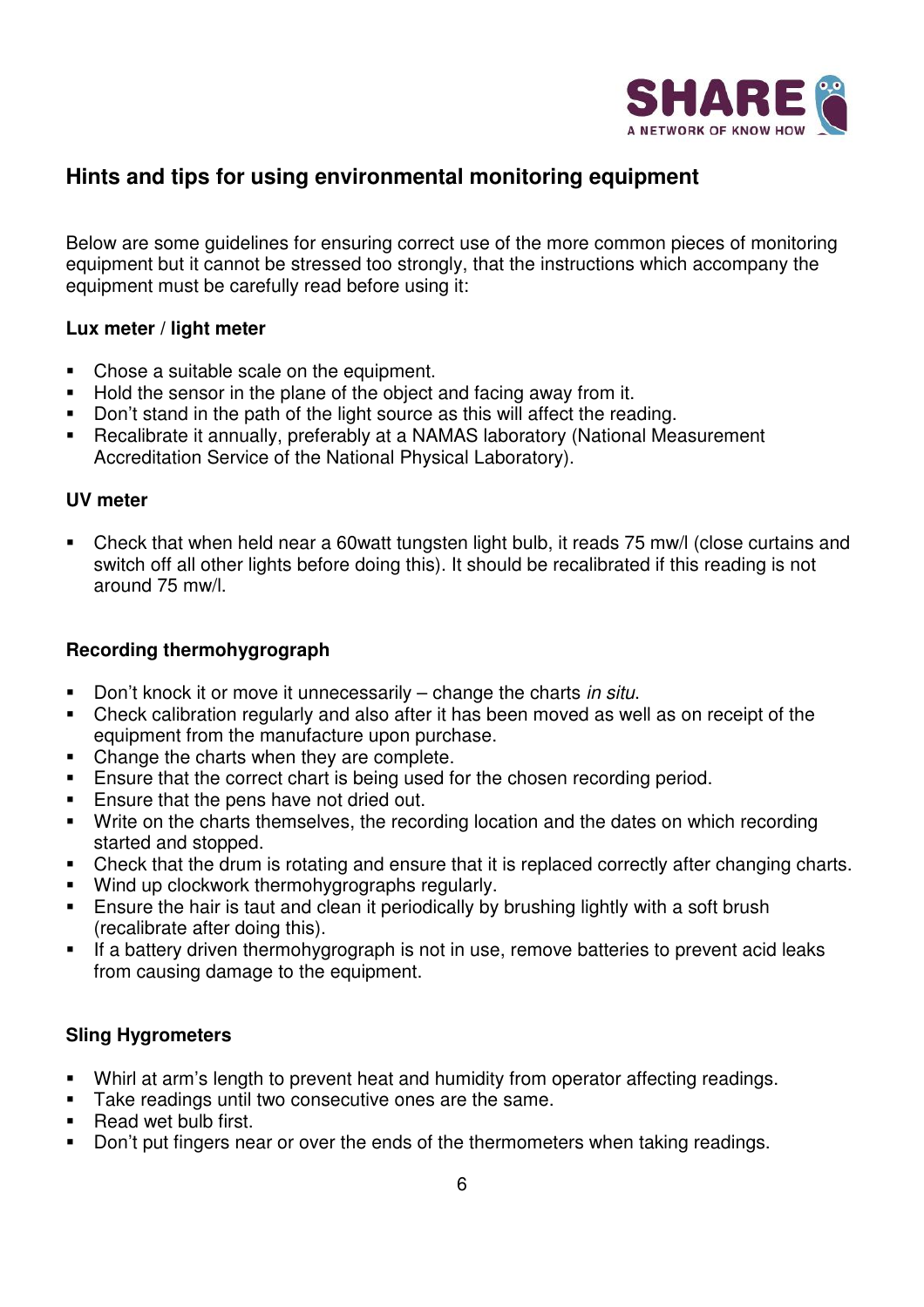## Hints and tips for using environmental monitoring equipment

Below are some guidelines for ensuring correct use of the more common pieces of monitoring equipment but it cannot be stressed too strongly, that the instructions which accompany the equipment must be carefully read before using it:

### Lux meter / light meter

- Chose a suitable scale on the equipment.
- Hold the sensor in the plane of the object and facing away from it.
- Don't stand in the path of the light source as this will affect the reading.
- Recalibrate it annually, preferably at a NAMAS laboratory (National Measurement Accreditation Service of the National Physical Laboratory).

### UV meter

- Check that when held near a 60watt tungsten light bulb, it reads 75 mw/l (close curtains and switch off all other lights before doing this). It should be recalibrated if this reading is not around 75 mw/l.

### Recording thermohygrograph

- Don't knock it or move it unnecessarily – change the charts *in situ*.
- Check calibration regularly and also after it has been moved as well as on receipt of the equipment from the manufacture upon purchase.
- Change the charts when they are complete.
- Ensure that the correct chart is being used for the chosen recording period.
- Ensure that the pens have not dried out.
- Write on the charts themselves, the recording location and the dates on which recording started and stopped.
- Check that the drum is rotating and ensure that it is replaced correctly after changing charts.
- Wind up clockwork thermohygrographs regularly.
- Ensure the hair is taut and clean it periodically by brushing lightly with a soft brush (recalibrate after doing this).
- If a battery driven thermohygrograph is not in use, remove batteries to prevent acid leaks from causing damage to the equipment.

### Sling Hygrometers

- Whirl at arm's length to prevent heat and humidity from operator affecting readings.
- Take readings until two consecutive ones are the same.
- Read wet bulb first.
- Don't put fingers near or over the ends of the thermometers when taking readings.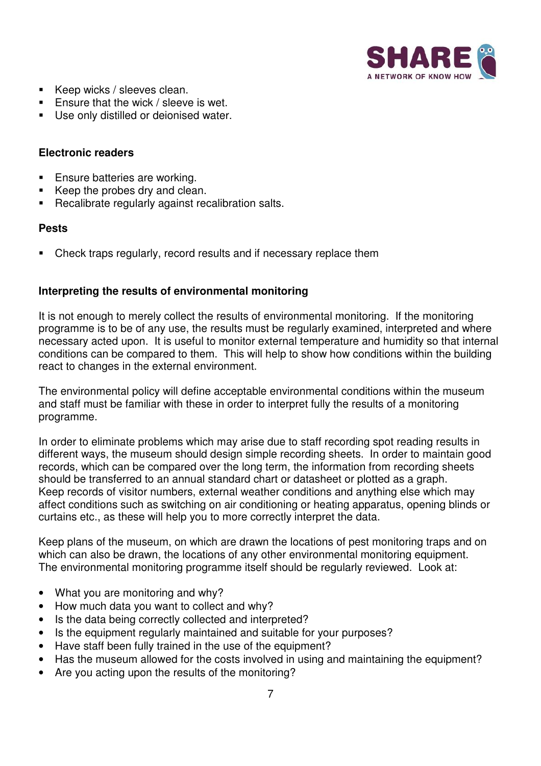- Keep wicks / sleeves clean.
- Ensure that the wick / sleeve is wet.
- Use only distilled or deionised water.

**Electronic readers**

- Ensure batteries are working.
- Keep the probes dry and clean.
- Recalibrate regularly against recalibration salts.

**Pests**

- Check traps regularly, record results and if necessary replace them

**Interpreting the results of environmental monitoring**

It is not enough to merely collect the results of environmental monitoring. If the monitoring programme is to be of any use, the results must be regularly examined, interpreted and where necessary acted upon. It is useful to monitor external temperature and humidity so that internal conditions can be compared to them. This will help to show how conditions within the building react to changes in the external environment.

The environmental policy will define acceptable environmental conditions within the museum and staff must be familiar with these in order to interpret fully the results of a monitoring programme.

In order to eliminate problems which may arise due to staff recording spot reading results in different ways, the museum should design simple recording sheets. In order to maintain good records, which can be compared over the long term, the information from recording sheets should be transferred to an annual standard chart or datasheet or plotted as a graph. Keep records of visitor numbers, external weather conditions and anything else which may affect conditions such as switching on air conditioning or heating apparatus, opening blinds or curtains etc., as these will help you to more correctly interpret the data.

Keep plans of the museum, on which are drawn the locations of pest monitoring traps and on which can also be drawn, the locations of any other environmental monitoring equipment. The environmental monitoring programme itself should be regularly reviewed. Look at:

- What you are monitoring and why?
- How much data you want to collect and why?
- Is the data being correctly collected and interpreted?
- Is the equipment regularly maintained and suitable for your purposes?
- Have staff been fully trained in the use of the equipment?
- Has the museum allowed for the costs involved in using and maintaining the equipment?
- Are you acting upon the results of the monitoring?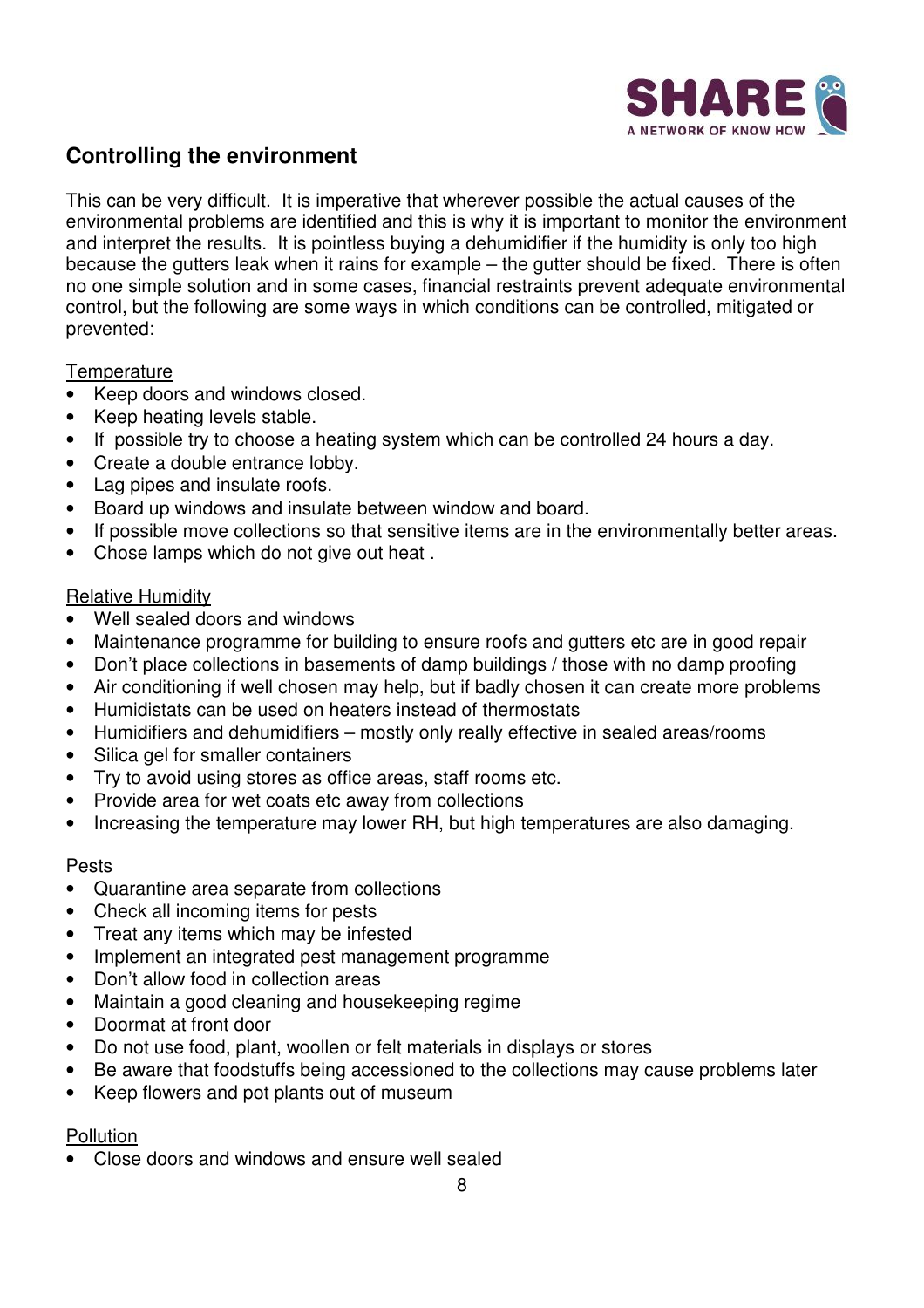## Controlling the environment

This can be very difficult. It is imperative that wherever possible the actual causes of the environmental problems are identified and this is why it is important to monitor the environment and interpret the results. It is pointless buying a dehumidifier if the humidity is only too high because the gutters leak when it rains for example – the gutter should be fixed. There is often no one simple solution and in some cases, financial restraints prevent adequate environmental control, but the following are some ways in which conditions can be controlled, mitigated or prevented:

<u>Temperature</u>

- Keep doors and windows closed.
- Keep heating levels stable.
- If possible try to choose a heating system which can be controlled 24 hours a day.
- Create a double entrance lobby.
- Lag pipes and insulate roofs.
- Board up windows and insulate between window and board.
- If possible move collections so that sensitive items are in the environmentally better areas.
- Chose lamps which do not give out heat .

<u>Relative Humidity</u>

- Well sealed doors and windows
- Maintenance programme for building to ensure roofs and gutters etc are in good repair
- Don't place collections in basements of damp buildings / those with no damp proofing
- Air conditioning if well chosen may help, but if badly chosen it can create more problems
- Humidistats can be used on heaters instead of thermostats
- Humidifiers and dehumidifiers – mostly only really effective in sealed areas/rooms
- Silica gel for smaller containers
- Try to avoid using stores as office areas, staff rooms etc.
- Provide area for wet coats etc away from collections
- Increasing the temperature may lower RH, but high temperatures are also damaging.

<u>Pests</u>

- Quarantine area separate from collections
- Check all incoming items for pests
- Treat any items which may be infested
- Implement an integrated pest management programme
- Don't allow food in collection areas
- Maintain a good cleaning and housekeeping regime
- Doormat at front door
- Do not use food, plant, woollen or felt materials in displays or stores
- Be aware that foodstuffs being accessioned to the collections may cause problems later
- Keep flowers and pot plants out of museum

<u>Pollution</u>

- Close doors and windows and ensure well sealed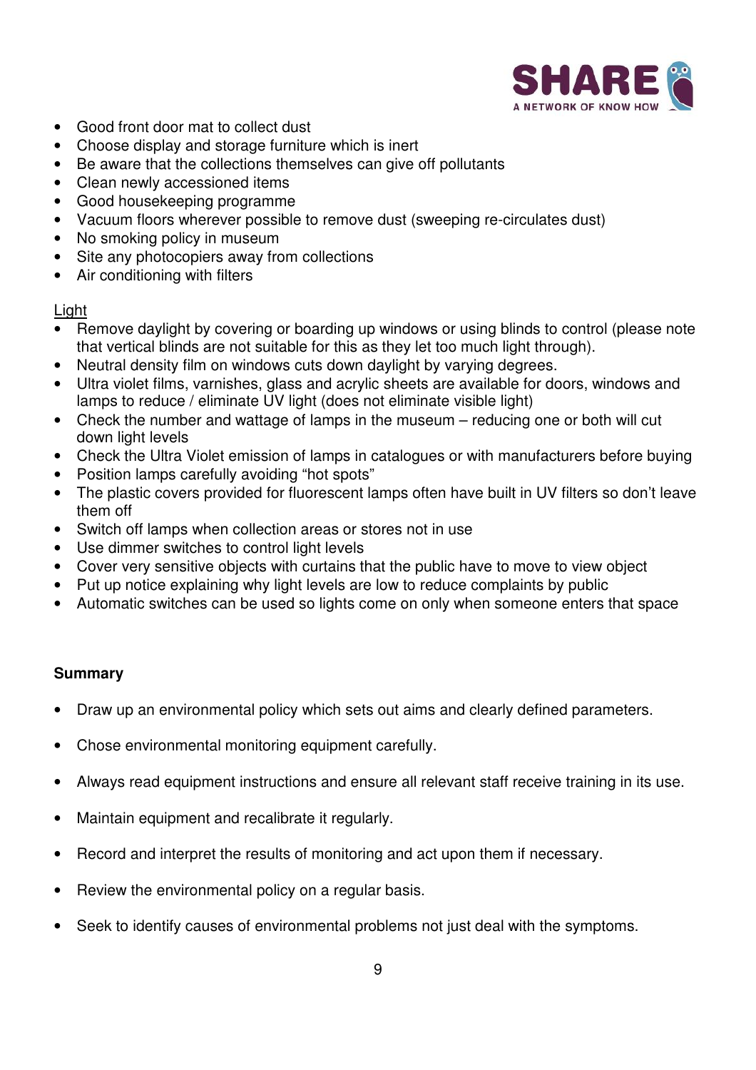- Good front door mat to collect dust
- Choose display and storage furniture which is inert
- Be aware that the collections themselves can give off pollutants
- Clean newly accessioned items
- Good housekeeping programme
- Vacuum floors wherever possible to remove dust (sweeping re-circulates dust)
- No smoking policy in museum
- Site any photocopiers away from collections
- Air conditioning with filters

<u>Light</u>

- Remove daylight by covering or boarding up windows or using blinds to control (please note that vertical blinds are not suitable for this as they let too much light through).
- Neutral density film on windows cuts down daylight by varying degrees.
- Ultra violet films, varnishes, glass and acrylic sheets are available for doors, windows and lamps to reduce / eliminate UV light (does not eliminate visible light)
- Check the number and wattage of lamps in the museum – reducing one or both will cut down light levels
- Check the Ultra Violet emission of lamps in catalogues or with manufacturers before buying
- Position lamps carefully avoiding "hot spots"
- The plastic covers provided for fluorescent lamps often have built in UV filters so don't leave them off
- Switch off lamps when collection areas or stores not in use
- Use dimmer switches to control light levels
- Cover very sensitive objects with curtains that the public have to move to view object
- Put up notice explaining why light levels are low to reduce complaints by public
- Automatic switches can be used so lights come on only when someone enters that space

**Summary**

- Draw up an environmental policy which sets out aims and clearly defined parameters.
- Chose environmental monitoring equipment carefully.
- Always read equipment instructions and ensure all relevant staff receive training in its use.
- Maintain equipment and recalibrate it regularly.
- Record and interpret the results of monitoring and act upon them if necessary.
- Review the environmental policy on a regular basis.
- Seek to identify causes of environmental problems not just deal with the symptoms.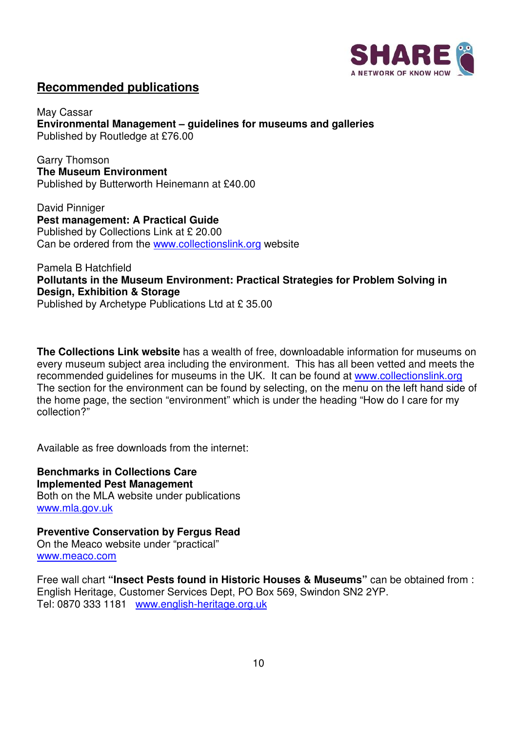## Recommended publications

May Cassar
**Environmental Management – guidelines for museums and galleries**
Published by Routledge at £76.00

Garry Thomson
**The Museum Environment**
Published by Butterworth Heinemann at £40.00

David Pinniger
**Pest management: A Practical Guide**
Published by Collections Link at £ 20.00
Can be ordered from the www.collectionslink.org website

Pamela B Hatchfield
**Pollutants in the Museum Environment: Practical Strategies for Problem Solving in Design, Exhibition & Storage**
Published by Archetype Publications Ltd at £ 35.00

**The Collections Link website** has a wealth of free, downloadable information for museums on every museum subject area including the environment. This has all been vetted and meets the recommended guidelines for museums in the UK. It can be found at www.collectionslink.org The section for the environment can be found by selecting, on the menu on the left hand side of the home page, the section "environment" which is under the heading "How do I care for my collection?"

Available as free downloads from the internet:

**Benchmarks in Collections Care**
**Implemented Pest Management**
Both on the MLA website under publications
www.mla.gov.uk

**Preventive Conservation by Fergus Read**
On the Meaco website under "practical"
www.meaco.com

Free wall chart **"Insect Pests found in Historic Houses & Museums"** can be obtained from : English Heritage, Customer Services Dept, PO Box 569, Swindon SN2 2YP.
Tel: 0870 333 1181 www.english-heritage.org.uk